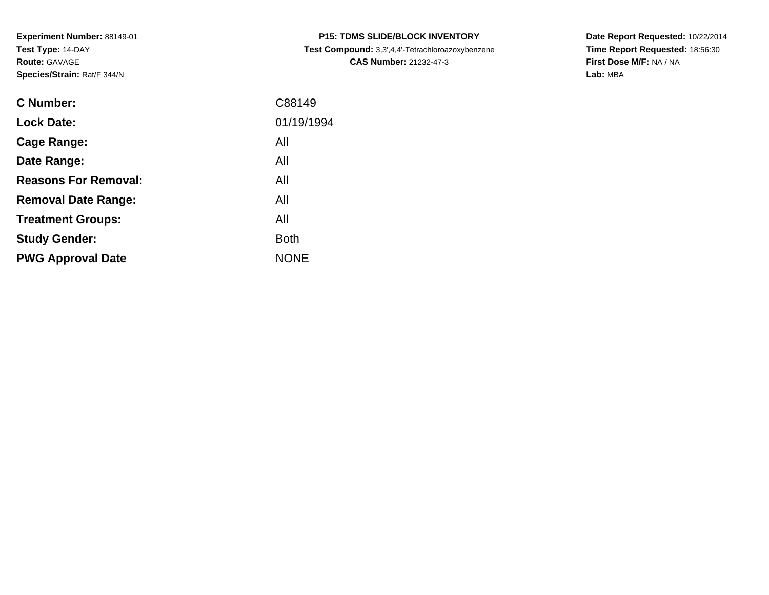**Experiment Number:** 88149-01
**Test Type:** 14-DAY
**Route:** GAVAGE
**Species/Strain:** Rat/F 344/N

**P15: TDMS SLIDE/BLOCK INVENTORY**
**Test Compound:** 3,3',4,4'-Tetrachloroazoxybenzene
**CAS Number:** 21232-47-3

**Date Report Requested:** 10/22/2014
**Time Report Requested:** 18:56:30
**First Dose M/F:** NA / NA
**Lab:** MBA

| | |
|---|---|
| **C Number:** | C88149 |
| **Lock Date:** | 01/19/1994 |
| **Cage Range:** | All |
| **Date Range:** | All |
| **Reasons For Removal:** | All |
| **Removal Date Range:** | All |
| **Treatment Groups:** | All |
| **Study Gender:** | Both |
| **PWG Approval Date** | NONE |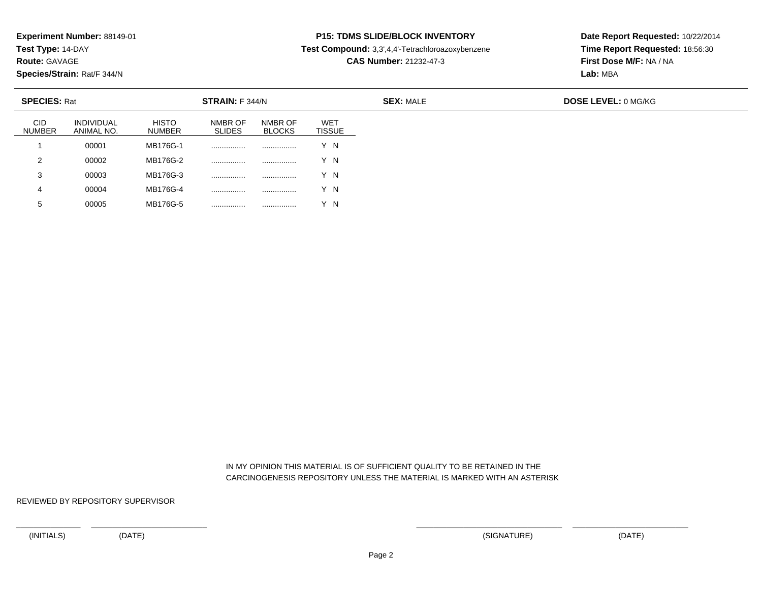**Experiment Number:** 88149-01
**Test Type:** 14-DAY
**Route:** GAVAGE
**Species/Strain:** Rat/F 344/N

**P15: TDMS SLIDE/BLOCK INVENTORY**
**Test Compound:** 3,3',4,4'-Tetrachloroazoxybenzene
**CAS Number:** 21232-47-3

**Date Report Requested:** 10/22/2014
**Time Report Requested:** 18:56:30
**First Dose M/F:** NA / NA
**Lab:** MBA

**SPECIES:** Rat **STRAIN:** F 344/N **SEX:** MALE **DOSE LEVEL:** 0 MG/KG

| CID NUMBER | INDIVIDUAL ANIMAL NO. | HISTO NUMBER | NMBR OF SLIDES | NMBR OF BLOCKS | WET TISSUE |
|---|---|---|---|---|---|
| 1 | 00001 | MB176G-1 | ................ | ................ | Y N |
| 2 | 00002 | MB176G-2 | ................ | ................ | Y N |
| 3 | 00003 | MB176G-3 | ................ | ................ | Y N |
| 4 | 00004 | MB176G-4 | ................ | ................ | Y N |
| 5 | 00005 | MB176G-5 | ................ | ................ | Y N |

IN MY OPINION THIS MATERIAL IS OF SUFFICIENT QUALITY TO BE RETAINED IN THE CARCINOGENESIS REPOSITORY UNLESS THE MATERIAL IS MARKED WITH AN ASTERISK

REVIEWED BY REPOSITORY SUPERVISOR

(INITIALS) (DATE) (SIGNATURE) (DATE)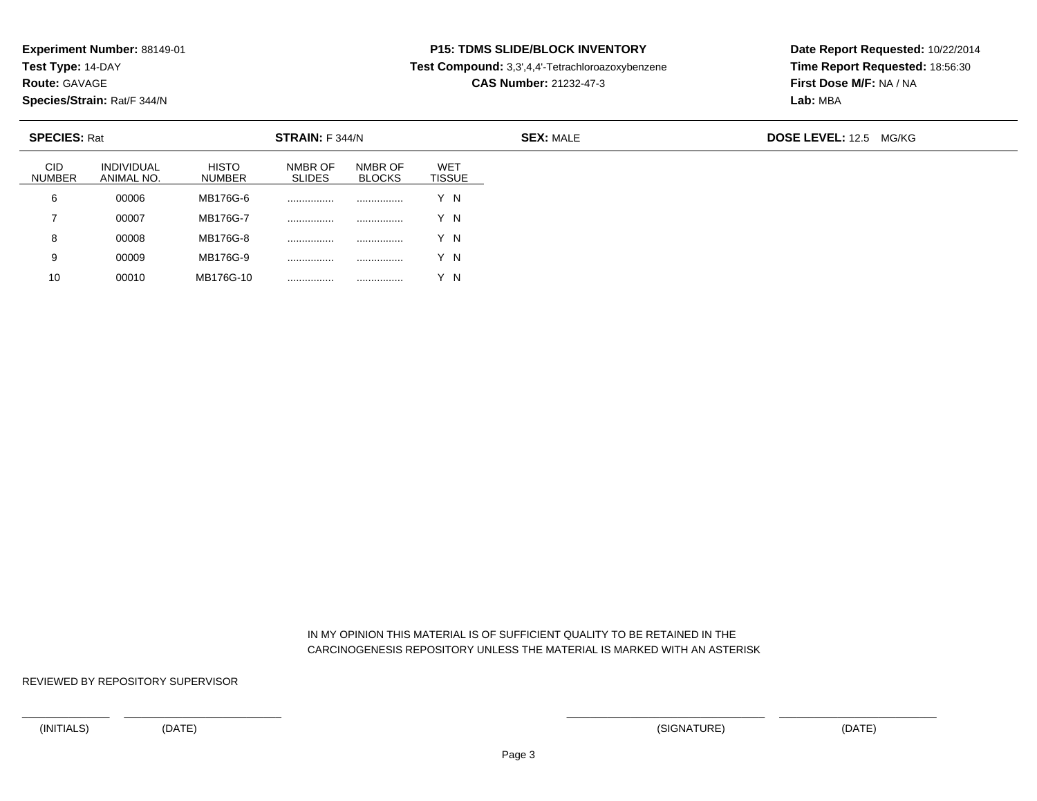**Experiment Number:** 88149-01
**Test Type:** 14-DAY
**Route:** GAVAGE
**Species/Strain:** Rat/F 344/N

**P15: TDMS SLIDE/BLOCK INVENTORY**
**Test Compound:** 3,3',4,4'-Tetrachloroazoxybenzene
**CAS Number:** 21232-47-3

**Date Report Requested:** 10/22/2014
**Time Report Requested:** 18:56:30
**First Dose M/F:** NA / NA
**Lab:** MBA

**SPECIES:** Rat **STRAIN:** F 344/N **SEX:** MALE **DOSE LEVEL:** 12.5 MG/KG

| CID NUMBER | INDIVIDUAL ANIMAL NO. | HISTO NUMBER | NMBR OF SLIDES | NMBR OF BLOCKS | WET TISSUE |
|---|---|---|---|---|---|
| 6 | 00006 | MB176G-6 | ................ | ................ | Y N |
| 7 | 00007 | MB176G-7 | ................ | ................ | Y N |
| 8 | 00008 | MB176G-8 | ................ | ................ | Y N |
| 9 | 00009 | MB176G-9 | ................ | ................ | Y N |
| 10 | 00010 | MB176G-10 | ................ | ................ | Y N |

IN MY OPINION THIS MATERIAL IS OF SUFFICIENT QUALITY TO BE RETAINED IN THE CARCINOGENESIS REPOSITORY UNLESS THE MATERIAL IS MARKED WITH AN ASTERISK

REVIEWED BY REPOSITORY SUPERVISOR

(INITIALS) (DATE) (SIGNATURE) (DATE)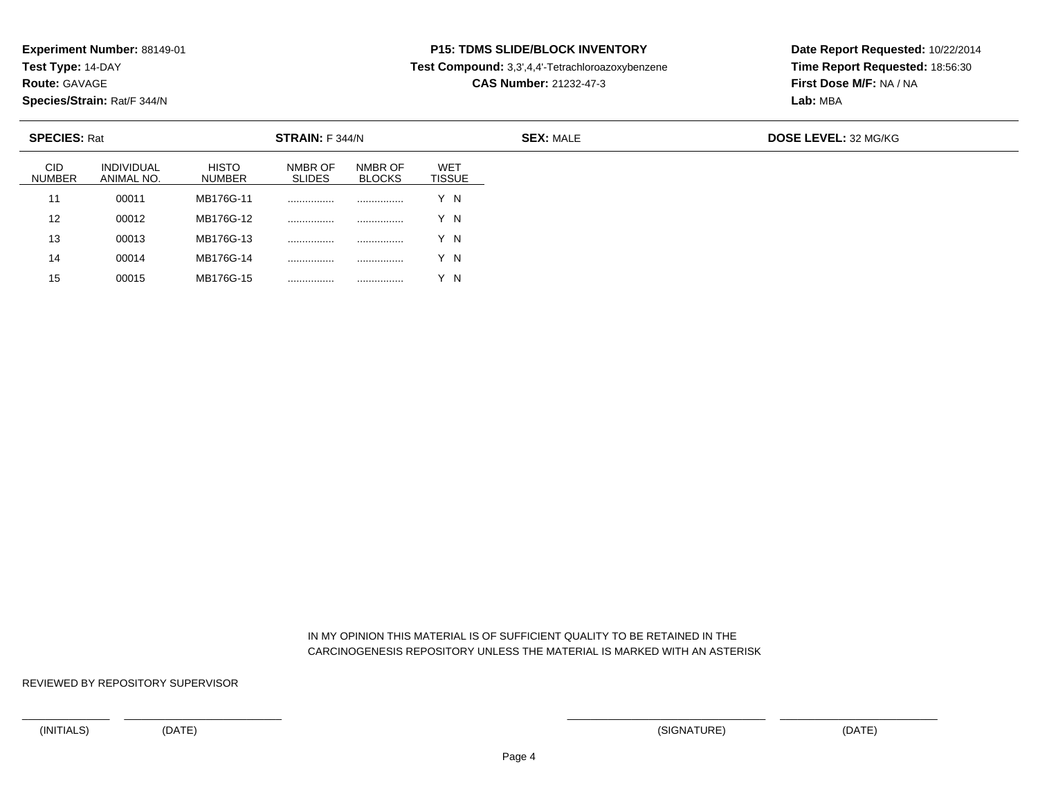**Experiment Number:** 88149-01
**Test Type:** 14-DAY
**Route:** GAVAGE
**Species/Strain:** Rat/F 344/N

**P15: TDMS SLIDE/BLOCK INVENTORY**
**Test Compound:** 3,3',4,4'-Tetrachloroazoxybenzene
**CAS Number:** 21232-47-3

**Date Report Requested:** 10/22/2014
**Time Report Requested:** 18:56:30
**First Dose M/F:** NA / NA
**Lab:** MBA

**SPECIES:** Rat **STRAIN:** F 344/N **SEX:** MALE **DOSE LEVEL:** 32 MG/KG

| CID NUMBER | INDIVIDUAL ANIMAL NO. | HISTO NUMBER | NMBR OF SLIDES | NMBR OF BLOCKS | WET TISSUE |
|---|---|---|---|---|---|
| 11 | 00011 | MB176G-11 | ................ | ................ | Y N |
| 12 | 00012 | MB176G-12 | ................ | ................ | Y N |
| 13 | 00013 | MB176G-13 | ................ | ................ | Y N |
| 14 | 00014 | MB176G-14 | ................ | ................ | Y N |
| 15 | 00015 | MB176G-15 | ................ | ................ | Y N |

IN MY OPINION THIS MATERIAL IS OF SUFFICIENT QUALITY TO BE RETAINED IN THE CARCINOGENESIS REPOSITORY UNLESS THE MATERIAL IS MARKED WITH AN ASTERISK

REVIEWED BY REPOSITORY SUPERVISOR

______________ ________________________ ______________________________ ________________________

(INITIALS) (DATE) (SIGNATURE) (DATE)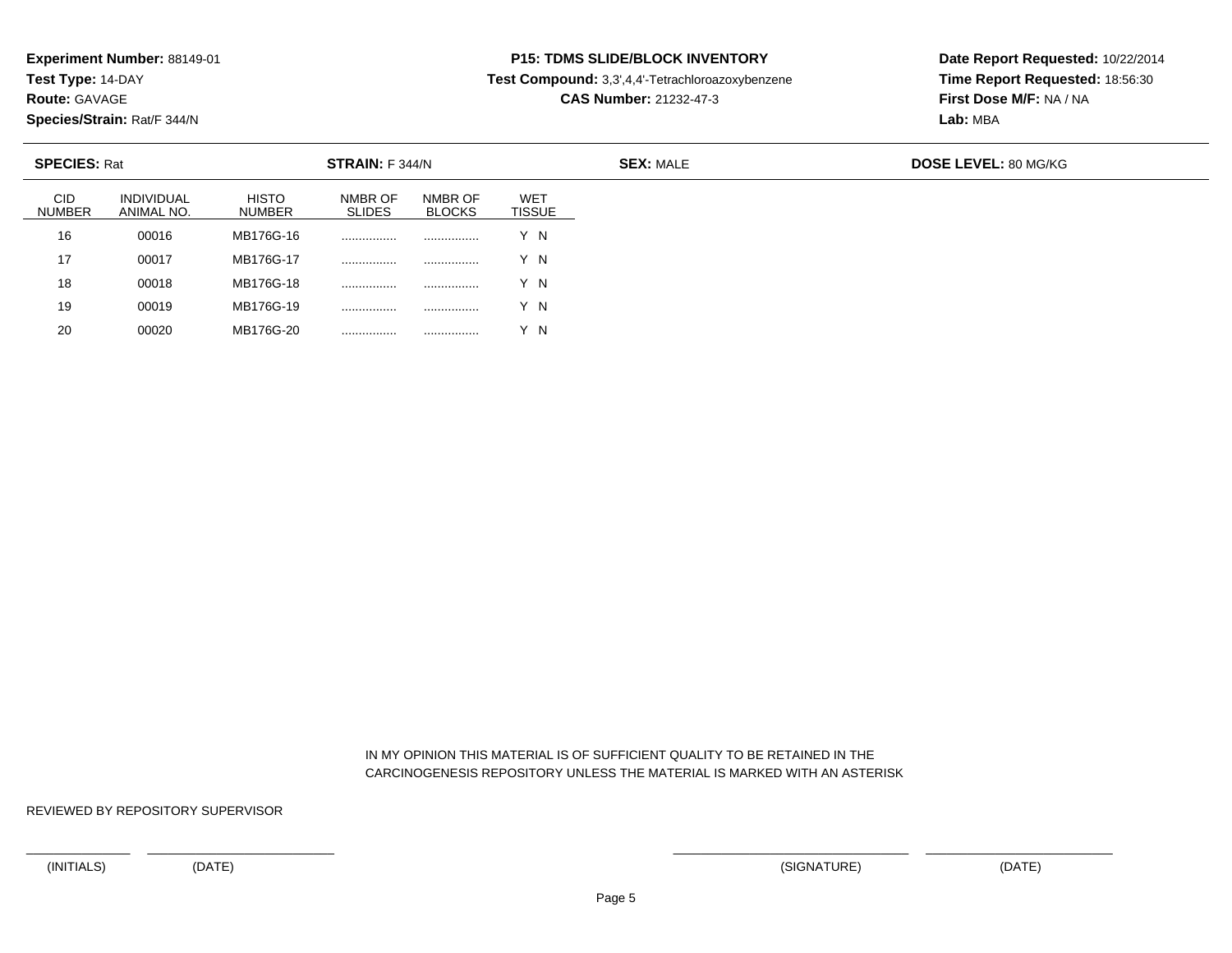**Experiment Number:** 88149-01
**Test Type:** 14-DAY
**Route:** GAVAGE
**Species/Strain:** Rat/F 344/N

**P15: TDMS SLIDE/BLOCK INVENTORY**
**Test Compound:** 3,3',4,4'-Tetrachloroazoxybenzene
**CAS Number:** 21232-47-3

**Date Report Requested:** 10/22/2014
**Time Report Requested:** 18:56:30
**First Dose M/F:** NA / NA
**Lab:** MBA

**SPECIES:** Rat **STRAIN:** F 344/N **SEX:** MALE **DOSE LEVEL:** 80 MG/KG

| CID NUMBER | INDIVIDUAL ANIMAL NO. | HISTO NUMBER | NMBR OF SLIDES | NMBR OF BLOCKS | WET TISSUE |
|---|---|---|---|---|---|
| 16 | 00016 | MB176G-16 | ................ | ................ | Y N |
| 17 | 00017 | MB176G-17 | ................ | ................ | Y N |
| 18 | 00018 | MB176G-18 | ................ | ................ | Y N |
| 19 | 00019 | MB176G-19 | ................ | ................ | Y N |
| 20 | 00020 | MB176G-20 | ................ | ................ | Y N |

IN MY OPINION THIS MATERIAL IS OF SUFFICIENT QUALITY TO BE RETAINED IN THE CARCINOGENESIS REPOSITORY UNLESS THE MATERIAL IS MARKED WITH AN ASTERISK

REVIEWED BY REPOSITORY SUPERVISOR

(INITIALS) (DATE) (SIGNATURE) (DATE)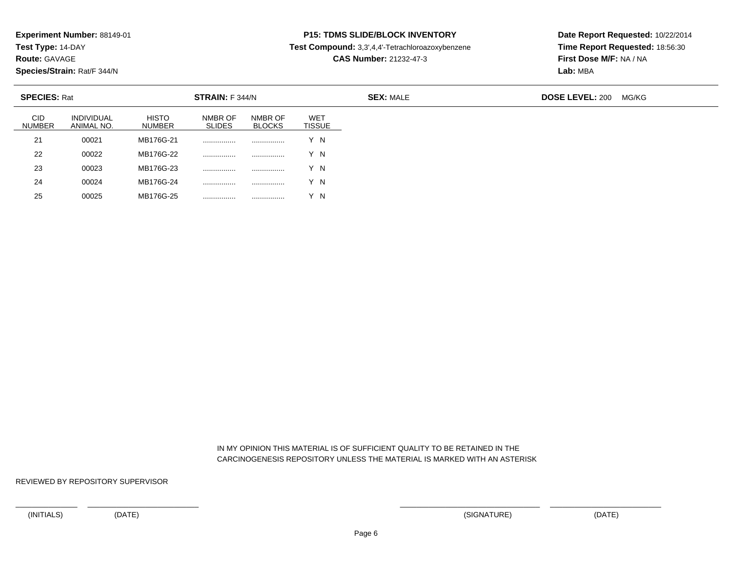**Experiment Number:** 88149-01
**Test Type:** 14-DAY
**Route:** GAVAGE
**Species/Strain:** Rat/F 344/N

**P15: TDMS SLIDE/BLOCK INVENTORY**
**Test Compound:** 3,3',4,4'-Tetrachloroazoxybenzene
**CAS Number:** 21232-47-3

**Date Report Requested:** 10/22/2014
**Time Report Requested:** 18:56:30
**First Dose M/F:** NA / NA
**Lab:** MBA

**SPECIES:** Rat **STRAIN:** F 344/N **SEX:** MALE **DOSE LEVEL:** 200 MG/KG

| CID NUMBER | INDIVIDUAL ANIMAL NO. | HISTO NUMBER | NMBR OF SLIDES | NMBR OF BLOCKS | WET TISSUE |
|---|---|---|---|---|---|
| 21 | 00021 | MB176G-21 | ................ | ................ | Y N |
| 22 | 00022 | MB176G-22 | ................ | ................ | Y N |
| 23 | 00023 | MB176G-23 | ................ | ................ | Y N |
| 24 | 00024 | MB176G-24 | ................ | ................ | Y N |
| 25 | 00025 | MB176G-25 | ................ | ................ | Y N |

IN MY OPINION THIS MATERIAL IS OF SUFFICIENT QUALITY TO BE RETAINED IN THE CARCINOGENESIS REPOSITORY UNLESS THE MATERIAL IS MARKED WITH AN ASTERISK

REVIEWED BY REPOSITORY SUPERVISOR

(INITIALS) (DATE) (SIGNATURE) (DATE)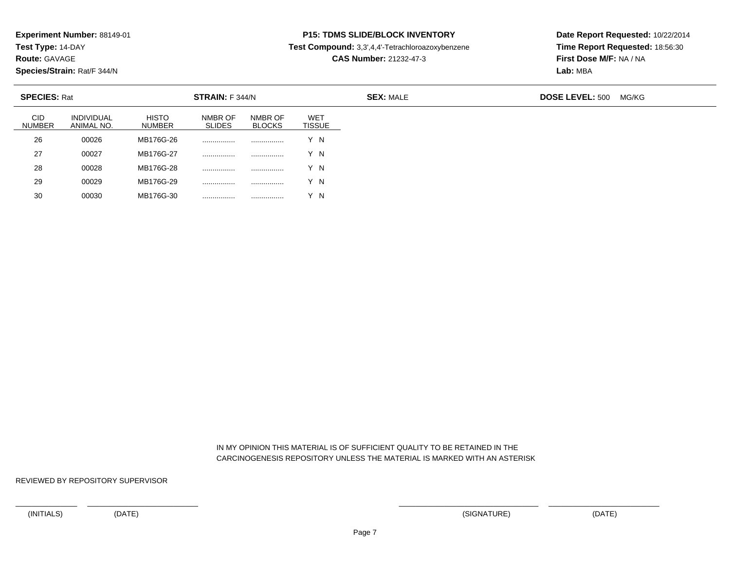**Experiment Number:** 88149-01
**Test Type:** 14-DAY
**Route:** GAVAGE
**Species/Strain:** Rat/F 344/N

**P15: TDMS SLIDE/BLOCK INVENTORY**
**Test Compound:** 3,3',4,4'-Tetrachloroazoxybenzene
**CAS Number:** 21232-47-3

**Date Report Requested:** 10/22/2014
**Time Report Requested:** 18:56:30
**First Dose M/F:** NA / NA
**Lab:** MBA

**SPECIES:** Rat **STRAIN:** F 344/N **SEX:** MALE **DOSE LEVEL:** 500 MG/KG

| CID NUMBER | INDIVIDUAL ANIMAL NO. | HISTO NUMBER | NMBR OF SLIDES | NMBR OF BLOCKS | WET TISSUE |
|---|---|---|---|---|---|
| 26 | 00026 | MB176G-26 | ................ | ................ | Y N |
| 27 | 00027 | MB176G-27 | ................ | ................ | Y N |
| 28 | 00028 | MB176G-28 | ................ | ................ | Y N |
| 29 | 00029 | MB176G-29 | ................ | ................ | Y N |
| 30 | 00030 | MB176G-30 | ................ | ................ | Y N |

IN MY OPINION THIS MATERIAL IS OF SUFFICIENT QUALITY TO BE RETAINED IN THE CARCINOGENESIS REPOSITORY UNLESS THE MATERIAL IS MARKED WITH AN ASTERISK

REVIEWED BY REPOSITORY SUPERVISOR

(INITIALS) (DATE) (SIGNATURE) (DATE)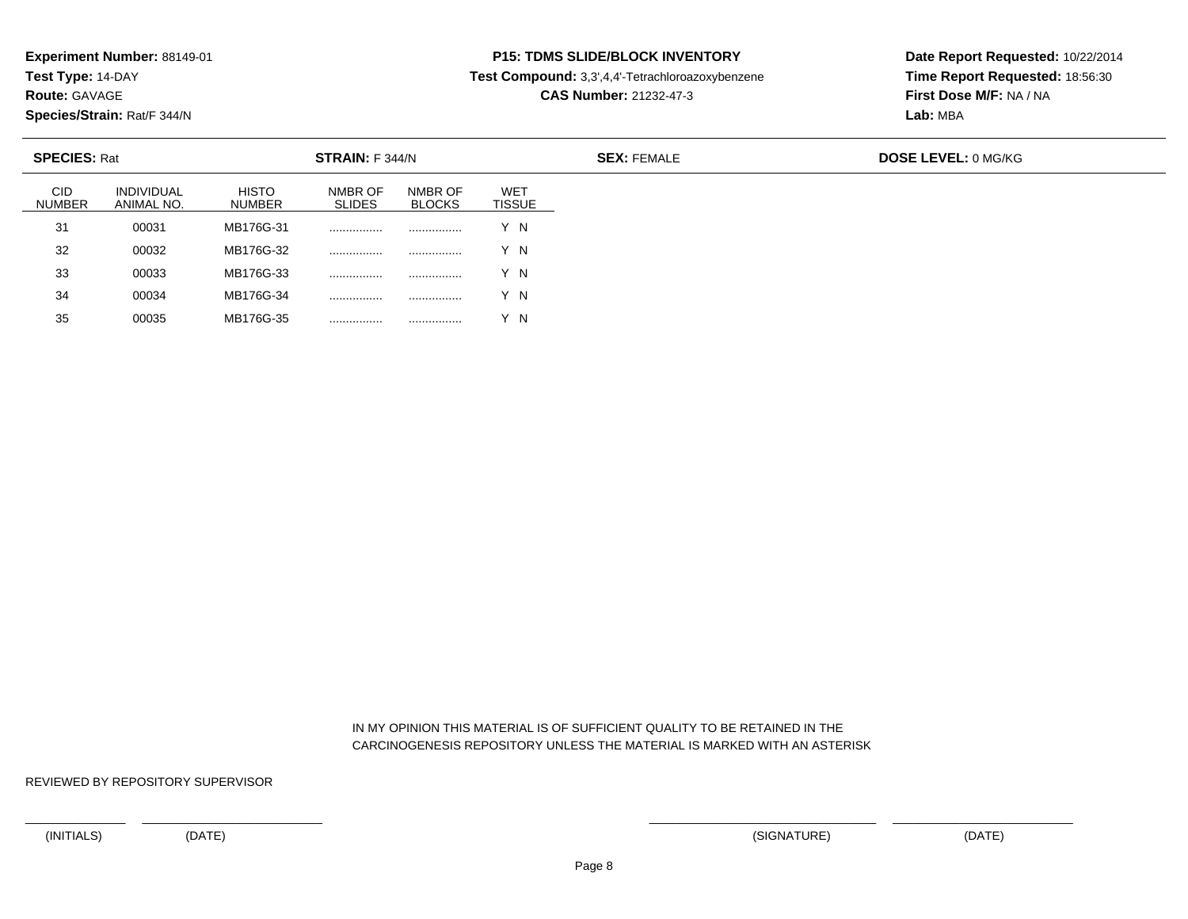**Experiment Number:** 88149-01
**Test Type:** 14-DAY
**Route:** GAVAGE
**Species/Strain:** Rat/F 344/N

**P15: TDMS SLIDE/BLOCK INVENTORY**
**Test Compound:** 3,3',4,4'-Tetrachloroazoxybenzene
**CAS Number:** 21232-47-3

**Date Report Requested:** 10/22/2014
**Time Report Requested:** 18:56:30
**First Dose M/F:** NA / NA
**Lab:** MBA

**SPECIES:** Rat | **STRAIN:** F 344/N | **SEX:** FEMALE | **DOSE LEVEL:** 0 MG/KG

| CID NUMBER | INDIVIDUAL ANIMAL NO. | HISTO NUMBER | NMBR OF SLIDES | NMBR OF BLOCKS | WET TISSUE |
|---|---|---|---|---|---|
| 31 | 00031 | MB176G-31 | ................ | ................ | Y N |
| 32 | 00032 | MB176G-32 | ................ | ................ | Y N |
| 33 | 00033 | MB176G-33 | ................ | ................ | Y N |
| 34 | 00034 | MB176G-34 | ................ | ................ | Y N |
| 35 | 00035 | MB176G-35 | ................ | ................ | Y N |

IN MY OPINION THIS MATERIAL IS OF SUFFICIENT QUALITY TO BE RETAINED IN THE CARCINOGENESIS REPOSITORY UNLESS THE MATERIAL IS MARKED WITH AN ASTERISK

REVIEWED BY REPOSITORY SUPERVISOR

(INITIALS) (DATE) (SIGNATURE) (DATE)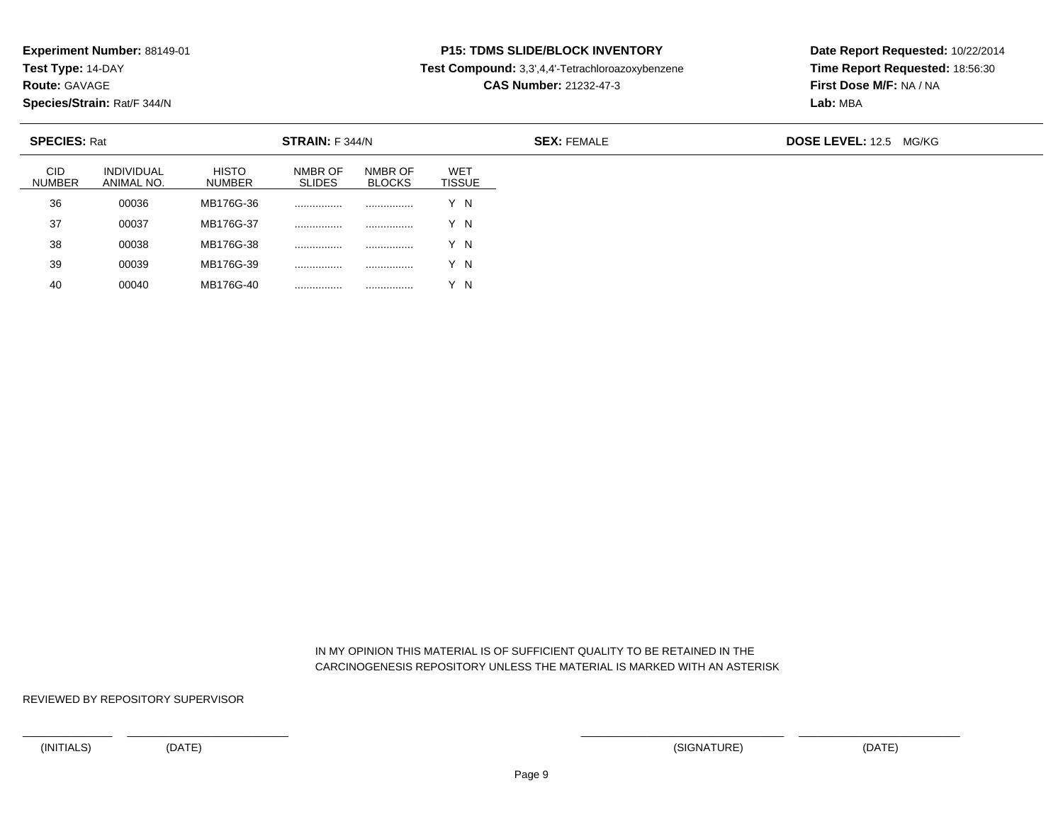**Experiment Number:** 88149-01
**Test Type:** 14-DAY
**Route:** GAVAGE
**Species/Strain:** Rat/F 344/N

**P15: TDMS SLIDE/BLOCK INVENTORY**
**Test Compound:** 3,3',4,4'-Tetrachloroazoxybenzene
**CAS Number:** 21232-47-3

**Date Report Requested:** 10/22/2014
**Time Report Requested:** 18:56:30
**First Dose M/F:** NA / NA
**Lab:** MBA

**SPECIES:** Rat | **STRAIN:** F 344/N | **SEX:** FEMALE | **DOSE LEVEL:** 12.5 MG/KG

| CID NUMBER | INDIVIDUAL ANIMAL NO. | HISTO NUMBER | NMBR OF SLIDES | NMBR OF BLOCKS | WET TISSUE |
|---|---|---|---|---|---|
| 36 | 00036 | MB176G-36 | ................ | ................ | Y N |
| 37 | 00037 | MB176G-37 | ................ | ................ | Y N |
| 38 | 00038 | MB176G-38 | ................ | ................ | Y N |
| 39 | 00039 | MB176G-39 | ................ | ................ | Y N |
| 40 | 00040 | MB176G-40 | ................ | ................ | Y N |

IN MY OPINION THIS MATERIAL IS OF SUFFICIENT QUALITY TO BE RETAINED IN THE CARCINOGENESIS REPOSITORY UNLESS THE MATERIAL IS MARKED WITH AN ASTERISK

REVIEWED BY REPOSITORY SUPERVISOR

(INITIALS) (DATE) (SIGNATURE) (DATE)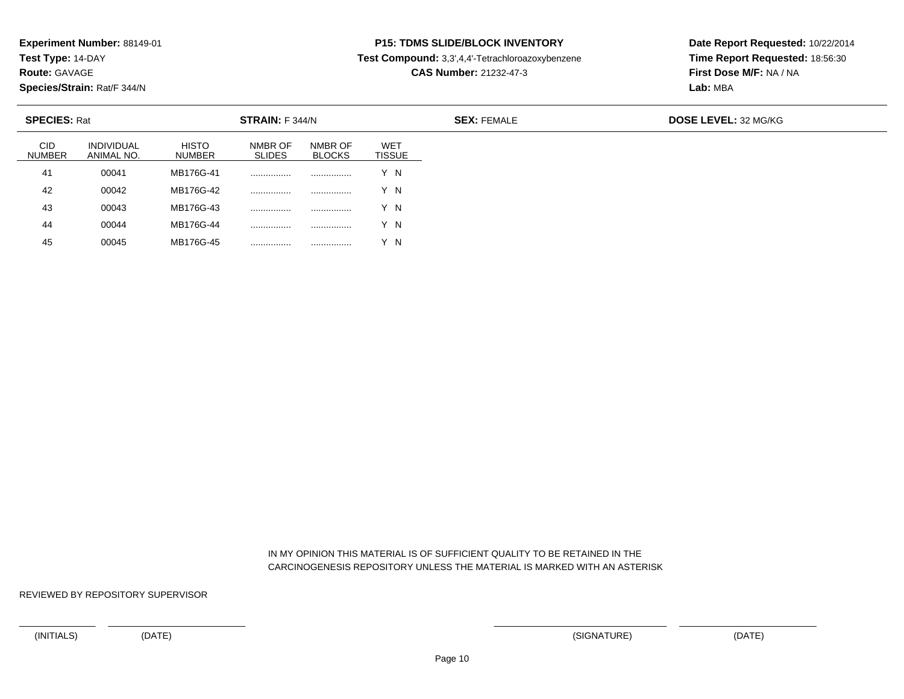**Experiment Number:** 88149-01
**Test Type:** 14-DAY
**Route:** GAVAGE
**Species/Strain:** Rat/F 344/N

**P15: TDMS SLIDE/BLOCK INVENTORY**
**Test Compound:** 3,3',4,4'-Tetrachloroazoxybenzene
**CAS Number:** 21232-47-3

**Date Report Requested:** 10/22/2014
**Time Report Requested:** 18:56:30
**First Dose M/F:** NA / NA
**Lab:** MBA

**SPECIES:** Rat　**STRAIN:** F 344/N　**SEX:** FEMALE　**DOSE LEVEL:** 32 MG/KG

| CID NUMBER | INDIVIDUAL ANIMAL NO. | HISTO NUMBER | NMBR OF SLIDES | NMBR OF BLOCKS | WET TISSUE |
|---|---|---|---|---|---|
| 41 | 00041 | MB176G-41 | ................ | ................ | Y N |
| 42 | 00042 | MB176G-42 | ................ | ................ | Y N |
| 43 | 00043 | MB176G-43 | ................ | ................ | Y N |
| 44 | 00044 | MB176G-44 | ................ | ................ | Y N |
| 45 | 00045 | MB176G-45 | ................ | ................ | Y N |

IN MY OPINION THIS MATERIAL IS OF SUFFICIENT QUALITY TO BE RETAINED IN THE CARCINOGENESIS REPOSITORY UNLESS THE MATERIAL IS MARKED WITH AN ASTERISK

REVIEWED BY REPOSITORY SUPERVISOR

(INITIALS)　(DATE)　(SIGNATURE)　(DATE)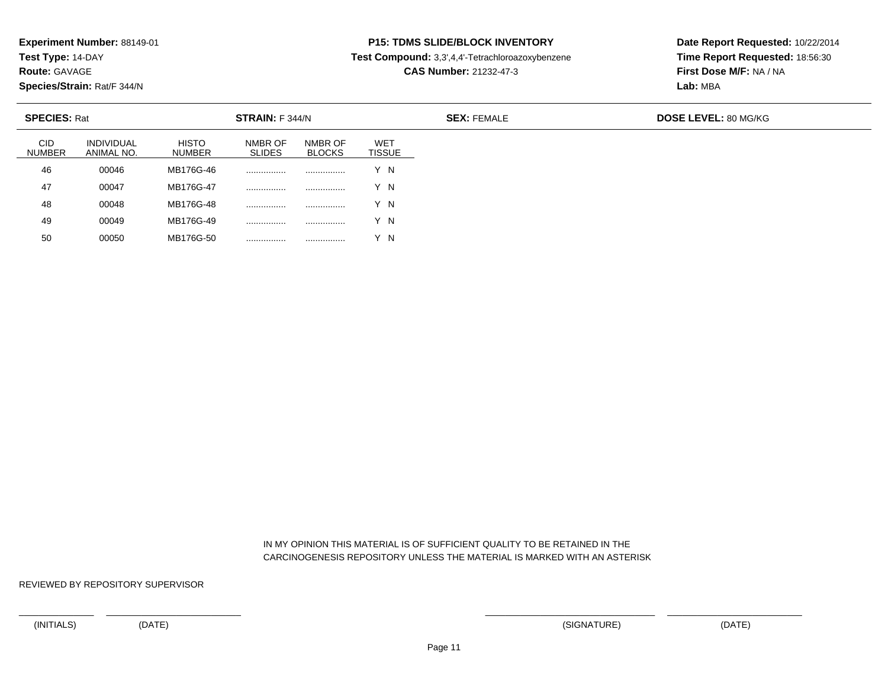**Experiment Number:** 88149-01
**Test Type:** 14-DAY
**Route:** GAVAGE
**Species/Strain:** Rat/F 344/N

**P15: TDMS SLIDE/BLOCK INVENTORY**
**Test Compound:** 3,3',4,4'-Tetrachloroazoxybenzene
**CAS Number:** 21232-47-3

**Date Report Requested:** 10/22/2014
**Time Report Requested:** 18:56:30
**First Dose M/F:** NA / NA
**Lab:** MBA

**SPECIES:** Rat | **STRAIN:** F 344/N | **SEX:** FEMALE | **DOSE LEVEL:** 80 MG/KG

| CID NUMBER | INDIVIDUAL ANIMAL NO. | HISTO NUMBER | NMBR OF SLIDES | NMBR OF BLOCKS | WET TISSUE |
|---|---|---|---|---|---|
| 46 | 00046 | MB176G-46 | ................ | ................ | Y N |
| 47 | 00047 | MB176G-47 | ................ | ................ | Y N |
| 48 | 00048 | MB176G-48 | ................ | ................ | Y N |
| 49 | 00049 | MB176G-49 | ................ | ................ | Y N |
| 50 | 00050 | MB176G-50 | ................ | ................ | Y N |

IN MY OPINION THIS MATERIAL IS OF SUFFICIENT QUALITY TO BE RETAINED IN THE CARCINOGENESIS REPOSITORY UNLESS THE MATERIAL IS MARKED WITH AN ASTERISK

REVIEWED BY REPOSITORY SUPERVISOR

(INITIALS) (DATE) (SIGNATURE) (DATE)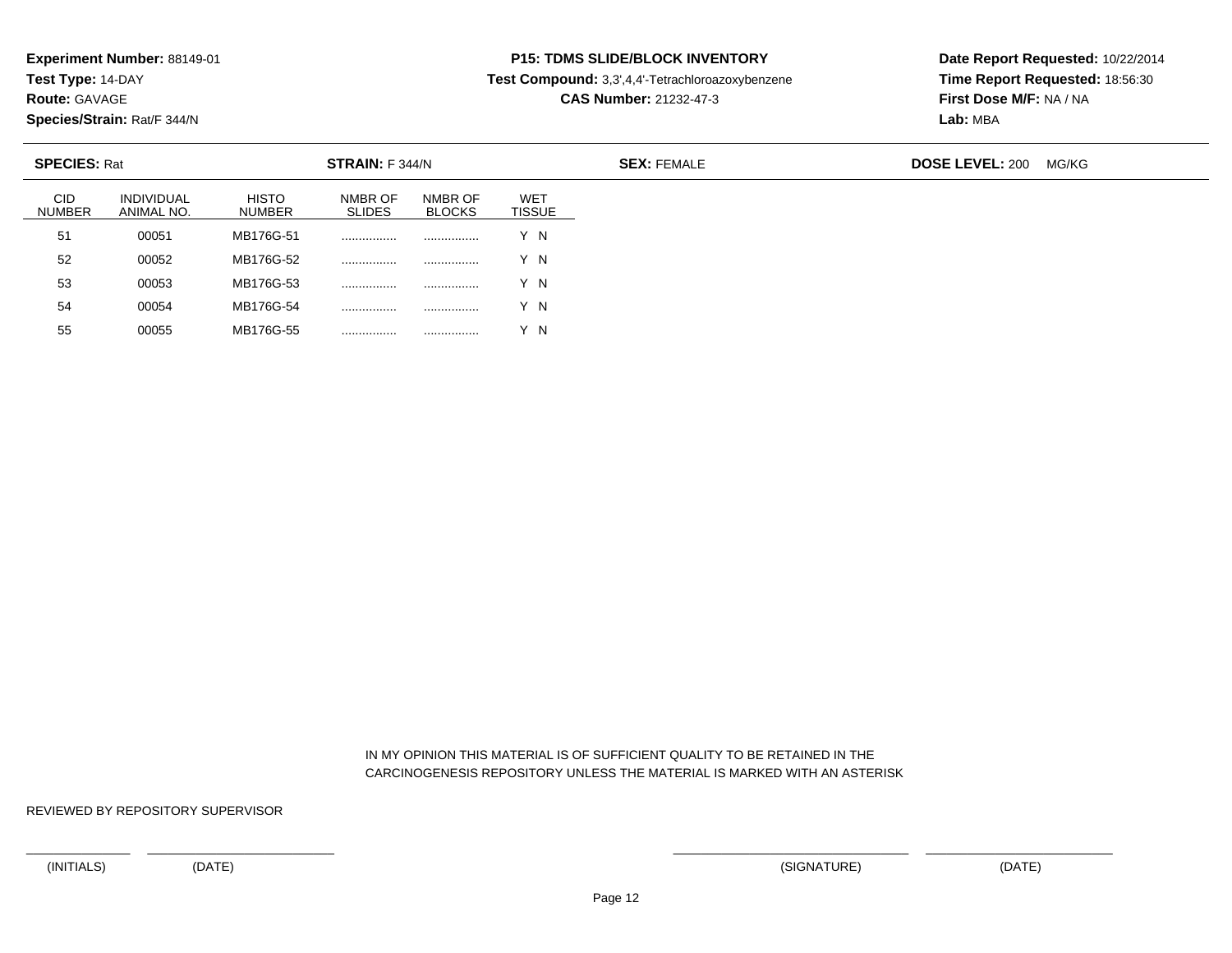**Experiment Number:** 88149-01
**Test Type:** 14-DAY
**Route:** GAVAGE
**Species/Strain:** Rat/F 344/N

**P15: TDMS SLIDE/BLOCK INVENTORY**
**Test Compound:** 3,3',4,4'-Tetrachloroazoxybenzene
**CAS Number:** 21232-47-3

**Date Report Requested:** 10/22/2014
**Time Report Requested:** 18:56:30
**First Dose M/F:** NA / NA
**Lab:** MBA

**SPECIES:** Rat **STRAIN:** F 344/N **SEX:** FEMALE **DOSE LEVEL:** 200 MG/KG

| CID NUMBER | INDIVIDUAL ANIMAL NO. | HISTO NUMBER | NMBR OF SLIDES | NMBR OF BLOCKS | WET TISSUE |
|---|---|---|---|---|---|
| 51 | 00051 | MB176G-51 | ................ | ................ | Y N |
| 52 | 00052 | MB176G-52 | ................ | ................ | Y N |
| 53 | 00053 | MB176G-53 | ................ | ................ | Y N |
| 54 | 00054 | MB176G-54 | ................ | ................ | Y N |
| 55 | 00055 | MB176G-55 | ................ | ................ | Y N |

IN MY OPINION THIS MATERIAL IS OF SUFFICIENT QUALITY TO BE RETAINED IN THE CARCINOGENESIS REPOSITORY UNLESS THE MATERIAL IS MARKED WITH AN ASTERISK

REVIEWED BY REPOSITORY SUPERVISOR

(INITIALS) (DATE) (SIGNATURE) (DATE)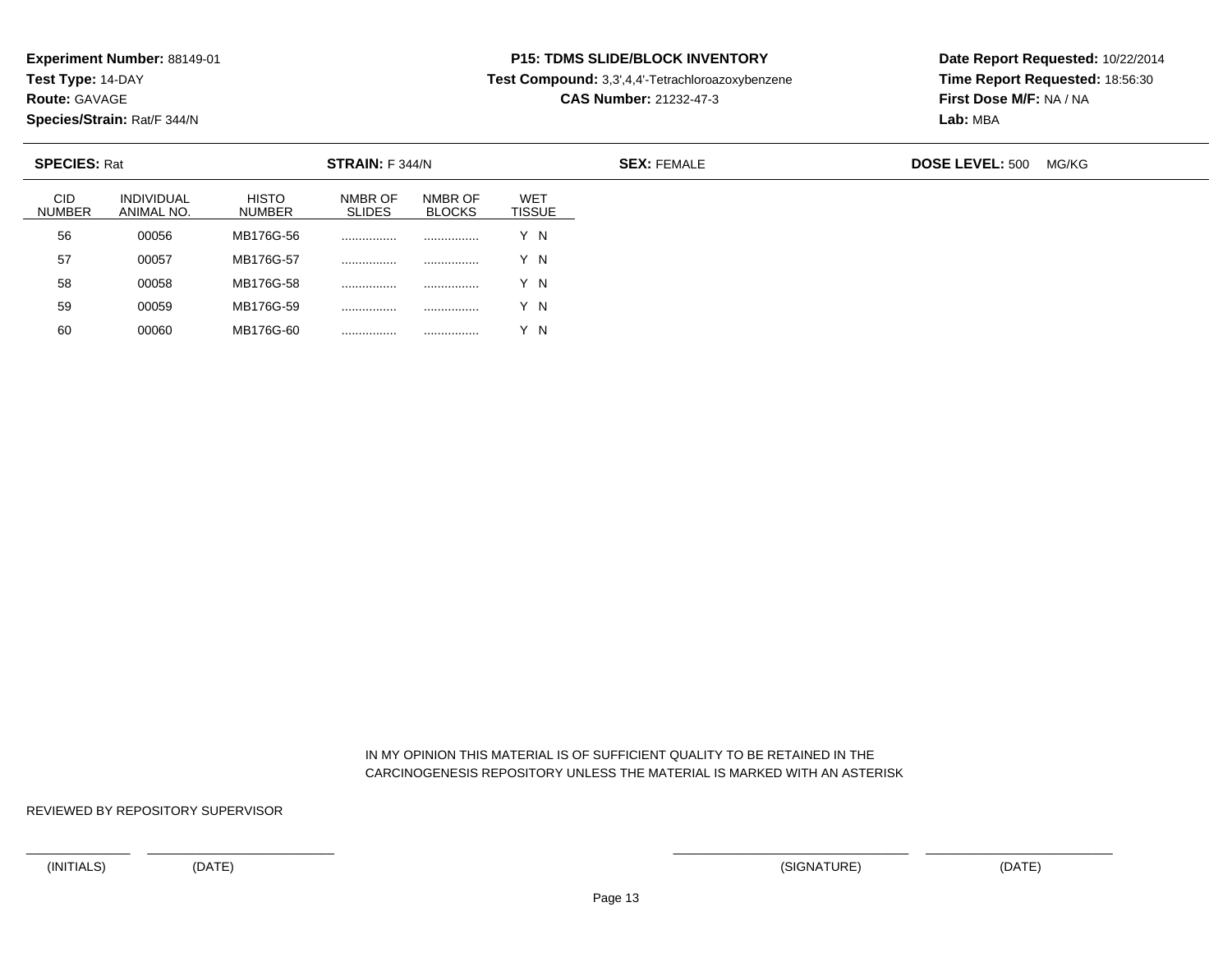**Experiment Number:** 88149-01
**Test Type:** 14-DAY
**Route:** GAVAGE
**Species/Strain:** Rat/F 344/N

**P15: TDMS SLIDE/BLOCK INVENTORY**
**Test Compound:** 3,3',4,4'-Tetrachloroazoxybenzene
**CAS Number:** 21232-47-3

**Date Report Requested:** 10/22/2014
**Time Report Requested:** 18:56:30
**First Dose M/F:** NA / NA
**Lab:** MBA

**SPECIES:** Rat **STRAIN:** F 344/N **SEX:** FEMALE **DOSE LEVEL:** 500 MG/KG

| CID NUMBER | INDIVIDUAL ANIMAL NO. | HISTO NUMBER | NMBR OF SLIDES | NMBR OF BLOCKS | WET TISSUE |
|---|---|---|---|---|---|
| 56 | 00056 | MB176G-56 | ................ | ................ | Y N |
| 57 | 00057 | MB176G-57 | ................ | ................ | Y N |
| 58 | 00058 | MB176G-58 | ................ | ................ | Y N |
| 59 | 00059 | MB176G-59 | ................ | ................ | Y N |
| 60 | 00060 | MB176G-60 | ................ | ................ | Y N |

IN MY OPINION THIS MATERIAL IS OF SUFFICIENT QUALITY TO BE RETAINED IN THE CARCINOGENESIS REPOSITORY UNLESS THE MATERIAL IS MARKED WITH AN ASTERISK

REVIEWED BY REPOSITORY SUPERVISOR

(INITIALS) (DATE) (SIGNATURE) (DATE)